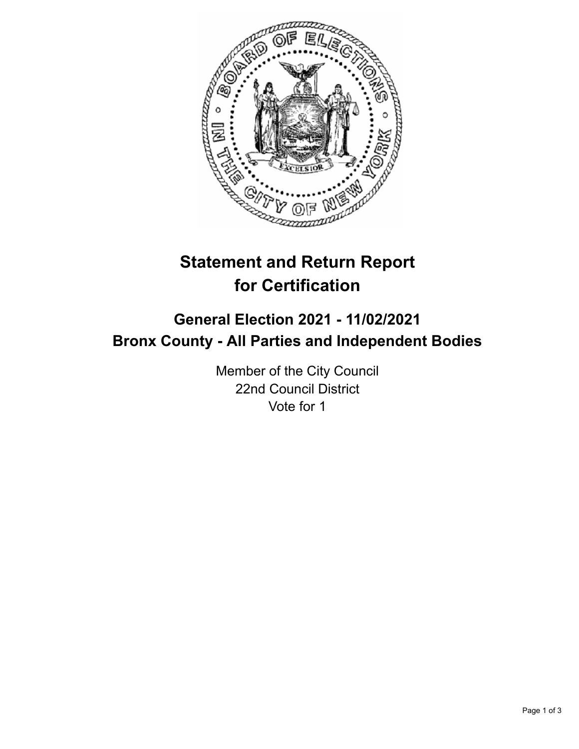# Statement and Return Report for Certification

## General Election 2021 - 11/02/2021
## Bronx County - All Parties and Independent Bodies

Member of the City Council
22nd Council District
Vote for 1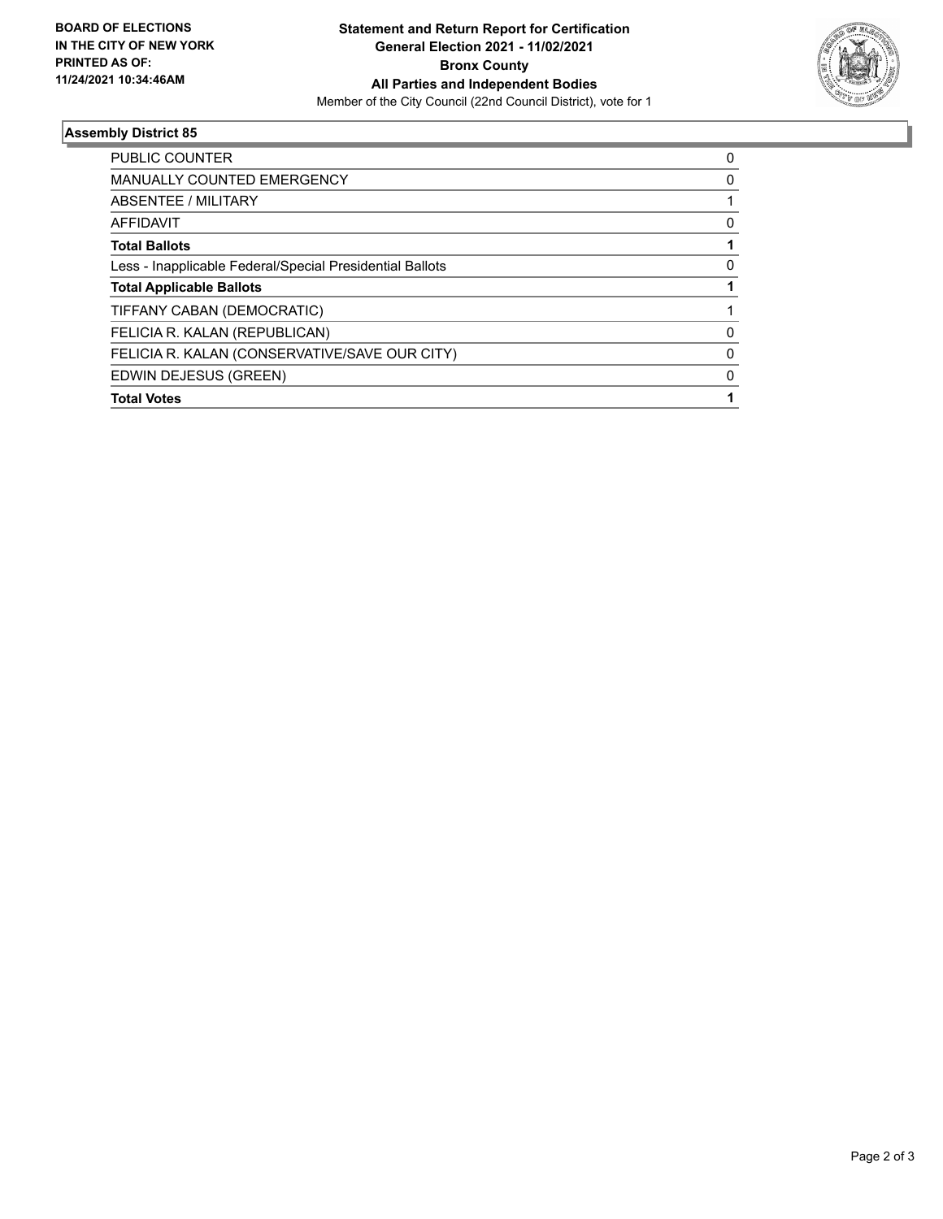**BOARD OF ELECTIONS IN THE CITY OF NEW YORK PRINTED AS OF: 11/24/2021 10:34:46AM**

**Statement and Return Report for Certification**
**General Election 2021 - 11/02/2021**
**Bronx County**
**All Parties and Independent Bodies**
Member of the City Council (22nd Council District), vote for 1

### Assembly District 85

| | |
|---|---|
| PUBLIC COUNTER | 0 |
| MANUALLY COUNTED EMERGENCY | 0 |
| ABSENTEE / MILITARY | 1 |
| AFFIDAVIT | 0 |
| **Total Ballots** | **1** |
| Less - Inapplicable Federal/Special Presidential Ballots | 0 |
| **Total Applicable Ballots** | **1** |
| TIFFANY CABAN (DEMOCRATIC) | 1 |
| FELICIA R. KALAN (REPUBLICAN) | 0 |
| FELICIA R. KALAN (CONSERVATIVE/SAVE OUR CITY) | 0 |
| EDWIN DEJESUS (GREEN) | 0 |
| **Total Votes** | **1** |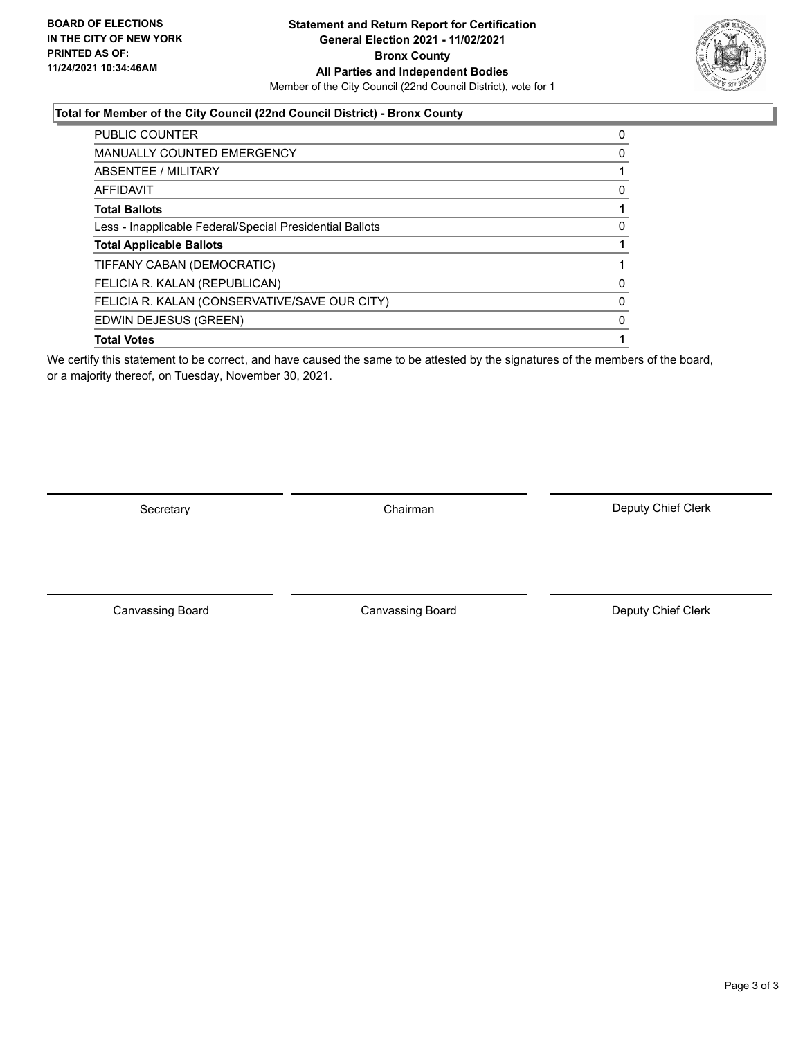**BOARD OF ELECTIONS IN THE CITY OF NEW YORK PRINTED AS OF: 11/24/2021 10:34:46AM**

**Statement and Return Report for Certification**
**General Election 2021 - 11/02/2021**
**Bronx County**
**All Parties and Independent Bodies**
Member of the City Council (22nd Council District), vote for 1

**Total for Member of the City Council (22nd Council District) - Bronx County**

| | |
|---|---|
| PUBLIC COUNTER | 0 |
| MANUALLY COUNTED EMERGENCY | 0 |
| ABSENTEE / MILITARY | 1 |
| AFFIDAVIT | 0 |
| **Total Ballots** | **1** |
| Less - Inapplicable Federal/Special Presidential Ballots | 0 |
| **Total Applicable Ballots** | **1** |
| TIFFANY CABAN (DEMOCRATIC) | 1 |
| FELICIA R. KALAN (REPUBLICAN) | 0 |
| FELICIA R. KALAN (CONSERVATIVE/SAVE OUR CITY) | 0 |
| EDWIN DEJESUS (GREEN) | 0 |
| **Total Votes** | **1** |

We certify this statement to be correct, and have caused the same to be attested by the signatures of the members of the board, or a majority thereof, on Tuesday, November 30, 2021.

Secretary    Chairman    Deputy Chief Clerk

Canvassing Board    Canvassing Board    Deputy Chief Clerk